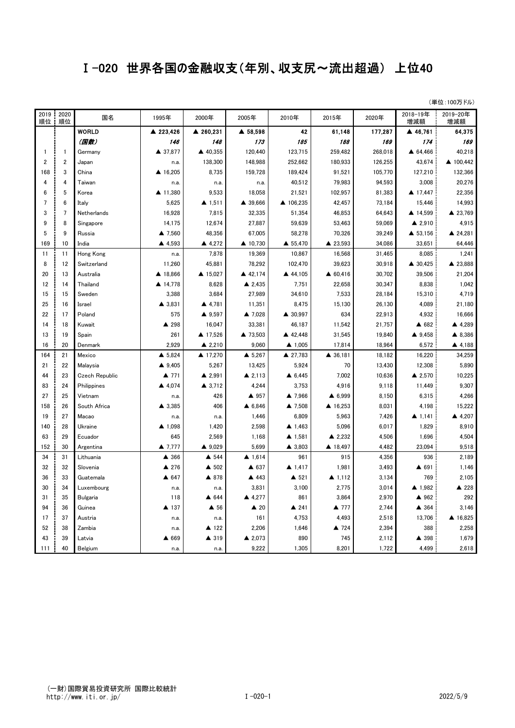# Ⅰ-020 世界各国の金融収支(年別、収支尻～流出超過) 上位40

(単位:100万ドル)

| 2019順位 | 2020順位 | 国名 | 1995年 | 2000年 | 2005年 | 2010年 | 2015年 | 2020年 | 2018-19年増減額 | 2019-20年増減額 |
|---|---|---|---|---|---|---|---|---|---|---|
| | | **WORLD** | **▲ 223,426** | **▲ 260,231** | **▲ 58,598** | **42** | **61,148** | **177,287** | **▲ 46,761** | **64,375** |
| | | ***(国数)*** | ***146*** | ***148*** | ***173*** | ***185*** | ***188*** | ***169*** | ***174*** | ***169*** |
| 1 | 1 | Germany | ▲ 37,877 | ▲ 40,355 | 120,440 | 123,715 | 259,482 | 268,018 | ▲ 64,466 | 40,218 |
| 2 | 2 | Japan | n.a. | 138,300 | 148,988 | 252,662 | 180,933 | 126,255 | 43,674 | ▲ 100,442 |
| 168 | 3 | China | ▲ 16,205 | 8,735 | 159,728 | 189,424 | 91,521 | 105,770 | 127,210 | 132,366 |
| 4 | 4 | Taiwan | n.a. | n.a. | n.a. | 40,512 | 79,983 | 94,593 | 3,008 | 20,276 |
| 6 | 5 | Korea | ▲ 11,380 | 9,533 | 18,058 | 21,521 | 102,957 | 81,383 | ▲ 17,447 | 22,356 |
| 7 | 6 | Italy | 5,625 | ▲ 1,511 | ▲ 39,666 | ▲ 106,235 | 42,457 | 73,184 | 15,446 | 14,993 |
| 3 | 7 | Netherlands | 16,928 | 7,815 | 32,335 | 51,354 | 46,853 | 64,643 | ▲ 14,599 | ▲ 23,769 |
| 9 | 8 | Singapore | 14,175 | 12,674 | 27,887 | 59,639 | 53,463 | 59,069 | ▲ 2,910 | 4,915 |
| 5 | 9 | Russia | ▲ 7,560 | 48,356 | 67,005 | 58,278 | 70,326 | 39,249 | ▲ 53,156 | ▲ 24,281 |
| 169 | 10 | India | ▲ 4,593 | ▲ 4,272 | ▲ 10,730 | ▲ 55,470 | ▲ 23,593 | 34,086 | 33,651 | 64,446 |
| 11 | 11 | Hong Kong | n.a. | 7,878 | 19,369 | 10,867 | 16,568 | 31,465 | 8,085 | 1,241 |
| 8 | 12 | Switzerland | 11,260 | 45,881 | 78,292 | 102,470 | 39,623 | 30,918 | ▲ 30,425 | ▲ 23,888 |
| 20 | 13 | Australia | ▲ 18,866 | ▲ 15,027 | ▲ 42,174 | ▲ 44,105 | ▲ 60,416 | 30,702 | 39,506 | 21,204 |
| 12 | 14 | Thailand | ▲ 14,778 | 8,628 | ▲ 2,435 | 7,751 | 22,658 | 30,347 | 8,838 | 1,042 |
| 15 | 15 | Sweden | 3,388 | 3,684 | 27,989 | 34,610 | 7,533 | 28,184 | 15,310 | 4,719 |
| 25 | 16 | Israel | ▲ 3,831 | ▲ 4,781 | 11,351 | 8,475 | 15,130 | 26,130 | 4,089 | 21,180 |
| 22 | 17 | Poland | 575 | ▲ 9,597 | ▲ 7,028 | ▲ 30,997 | 634 | 22,913 | 4,932 | 16,666 |
| 14 | 18 | Kuwait | ▲ 298 | 16,047 | 33,381 | 46,187 | 11,542 | 21,757 | ▲ 682 | ▲ 4,289 |
| 13 | 19 | Spain | 261 | ▲ 17,526 | ▲ 73,503 | ▲ 42,448 | 31,545 | 19,840 | ▲ 9,458 | ▲ 8,386 |
| 16 | 20 | Denmark | 2,929 | ▲ 2,210 | 9,060 | ▲ 1,005 | 17,814 | 18,964 | 6,572 | ▲ 4,188 |
| 164 | 21 | Mexico | ▲ 5,824 | ▲ 17,270 | ▲ 5,267 | ▲ 27,783 | ▲ 36,181 | 18,182 | 16,220 | 34,259 |
| 21 | 22 | Malaysia | ▲ 9,405 | 5,267 | 13,425 | 5,924 | 70 | 13,430 | 12,308 | 5,890 |
| 44 | 23 | Czech Republic | ▲ 771 | ▲ 2,991 | ▲ 2,113 | ▲ 6,445 | 7,002 | 10,636 | ▲ 2,570 | 10,225 |
| 83 | 24 | Philippines | ▲ 4,074 | ▲ 3,712 | 4,244 | 3,753 | 4,916 | 9,118 | 11,449 | 9,307 |
| 27 | 25 | Vietnam | n.a. | 426 | ▲ 957 | ▲ 7,966 | ▲ 6,999 | 8,150 | 6,315 | 4,266 |
| 158 | 26 | South Africa | ▲ 3,385 | 406 | ▲ 6,846 | ▲ 7,508 | ▲ 16,253 | 8,031 | 4,198 | 15,222 |
| 19 | 27 | Macao | n.a. | n.a. | 1,446 | 6,809 | 5,963 | 7,426 | ▲ 1,141 | ▲ 4,207 |
| 140 | 28 | Ukraine | ▲ 1,098 | 1,420 | 2,598 | ▲ 1,463 | 5,096 | 6,017 | 1,829 | 8,910 |
| 63 | 29 | Ecuador | 645 | 2,569 | 1,168 | ▲ 1,581 | ▲ 2,232 | 4,506 | 1,696 | 4,504 |
| 152 | 30 | Argentina | ▲ 7,777 | ▲ 9,029 | 5,699 | ▲ 3,803 | ▲ 18,497 | 4,482 | 23,094 | 9,518 |
| 34 | 31 | Lithuania | ▲ 366 | ▲ 544 | ▲ 1,614 | 961 | 915 | 4,356 | 936 | 2,189 |
| 32 | 32 | Slovenia | ▲ 276 | ▲ 502 | ▲ 637 | ▲ 1,417 | 1,981 | 3,493 | ▲ 691 | 1,146 |
| 36 | 33 | Guatemala | ▲ 647 | ▲ 878 | ▲ 443 | ▲ 521 | ▲ 1,112 | 3,134 | 769 | 2,105 |
| 30 | 34 | Luxembourg | n.a. | n.a. | 3,831 | 3,100 | 2,775 | 3,014 | ▲ 1,982 | ▲ 228 |
| 31 | 35 | Bulgaria | 118 | ▲ 644 | ▲ 4,277 | 861 | 3,864 | 2,970 | ▲ 962 | 292 |
| 94 | 36 | Guinea | ▲ 137 | ▲ 56 | ▲ 20 | ▲ 241 | ▲ 777 | 2,744 | ▲ 364 | 3,146 |
| 17 | 37 | Austria | n.a. | n.a. | 161 | 4,753 | 4,493 | 2,518 | 13,706 | ▲ 16,825 |
| 52 | 38 | Zambia | n.a. | ▲ 122 | 2,206 | 1,646 | ▲ 724 | 2,394 | 388 | 2,258 |
| 43 | 39 | Latvia | ▲ 669 | ▲ 319 | ▲ 2,073 | 890 | 745 | 2,112 | ▲ 398 | 1,679 |
| 111 | 40 | Belgium | n.a. | n.a. | 9,222 | 1,305 | 8,201 | 1,722 | 4,499 | 2,618 |

(一財)国際貿易投資研究所 国際比較統計
http://www.iti.or.jp/

2022/5/9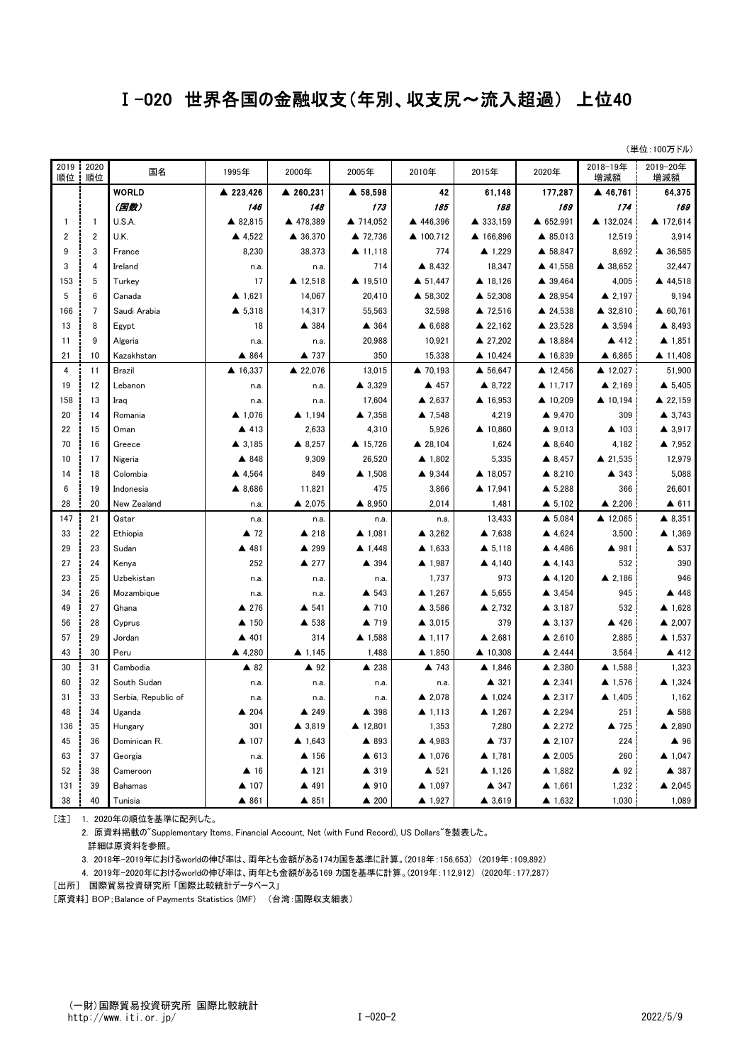# Ⅰ-020 世界各国の金融収支(年別、収支尻～流入超過) 上位40

(単位:100万ドル)

| 2019順位 | 2020順位 | 国名 | 1995年 | 2000年 | 2005年 | 2010年 | 2015年 | 2020年 | 2018-19年増減額 | 2019-20年増減額 |
|---|---|---|---|---|---|---|---|---|---|---|
| | | **WORLD** | **▲ 223,426** | **▲ 260,231** | **▲ 58,598** | **42** | **61,148** | **177,287** | **▲ 46,761** | **64,375** |
| | | ***(国数)*** | ***146*** | ***148*** | ***173*** | ***185*** | ***188*** | ***169*** | ***174*** | ***169*** |
| 1 | 1 | U.S.A. | ▲ 82,815 | ▲ 478,389 | ▲ 714,052 | ▲ 446,396 | ▲ 333,159 | ▲ 652,991 | ▲ 132,024 | ▲ 172,614 |
| 2 | 2 | U.K. | ▲ 4,522 | ▲ 36,370 | ▲ 72,736 | ▲ 100,712 | ▲ 166,896 | ▲ 85,013 | 12,519 | 3,914 |
| 9 | 3 | France | 8,230 | 38,373 | ▲ 11,118 | 774 | ▲ 1,229 | ▲ 58,847 | 8,692 | ▲ 36,585 |
| 3 | 4 | Ireland | n.a. | n.a. | 714 | ▲ 8,432 | 18,347 | ▲ 41,558 | ▲ 38,652 | 32,447 |
| 153 | 5 | Turkey | 17 | ▲ 12,518 | ▲ 19,510 | ▲ 51,447 | ▲ 18,126 | ▲ 39,464 | 4,005 | ▲ 44,518 |
| 5 | 6 | Canada | ▲ 1,621 | 14,067 | 20,410 | ▲ 58,302 | ▲ 52,308 | ▲ 28,954 | ▲ 2,197 | 9,194 |
| 166 | 7 | Saudi Arabia | ▲ 5,318 | 14,317 | 55,563 | 32,598 | ▲ 72,516 | ▲ 24,538 | ▲ 32,810 | ▲ 60,761 |
| 13 | 8 | Egypt | 18 | ▲ 384 | ▲ 364 | ▲ 6,688 | ▲ 22,162 | ▲ 23,528 | ▲ 3,594 | ▲ 8,493 |
| 11 | 9 | Algeria | n.a. | n.a. | 20,988 | 10,921 | ▲ 27,202 | ▲ 18,884 | ▲ 412 | ▲ 1,851 |
| 21 | 10 | Kazakhstan | ▲ 864 | ▲ 737 | 350 | 15,338 | ▲ 10,424 | ▲ 16,839 | ▲ 6,865 | ▲ 11,408 |
| 4 | 11 | Brazil | ▲ 16,337 | ▲ 22,076 | 13,015 | ▲ 70,193 | ▲ 56,647 | ▲ 12,456 | ▲ 12,027 | 51,900 |
| 19 | 12 | Lebanon | n.a. | n.a. | ▲ 3,329 | ▲ 457 | ▲ 8,722 | ▲ 11,717 | ▲ 2,169 | ▲ 5,405 |
| 158 | 13 | Iraq | n.a. | n.a. | 17,604 | ▲ 2,637 | ▲ 16,953 | ▲ 10,209 | ▲ 10,194 | ▲ 22,159 |
| 20 | 14 | Romania | ▲ 1,076 | ▲ 1,194 | ▲ 7,358 | ▲ 7,548 | 4,219 | ▲ 9,470 | 309 | ▲ 3,743 |
| 22 | 15 | Oman | ▲ 413 | 2,633 | 4,310 | 5,926 | ▲ 10,860 | ▲ 9,013 | ▲ 103 | ▲ 3,917 |
| 70 | 16 | Greece | ▲ 3,185 | ▲ 8,257 | ▲ 15,726 | ▲ 28,104 | 1,624 | ▲ 8,640 | 4,182 | ▲ 7,952 |
| 10 | 17 | Nigeria | ▲ 848 | 9,309 | 26,520 | ▲ 1,802 | 5,335 | ▲ 8,457 | ▲ 21,535 | 12,979 |
| 14 | 18 | Colombia | ▲ 4,564 | 849 | ▲ 1,508 | ▲ 9,344 | ▲ 18,057 | ▲ 8,210 | ▲ 343 | 5,088 |
| 6 | 19 | Indonesia | ▲ 8,686 | 11,821 | 475 | 3,866 | ▲ 17,941 | ▲ 5,288 | 366 | 26,601 |
| 28 | 20 | New Zealand | n.a. | ▲ 2,075 | ▲ 8,950 | 2,014 | 1,481 | ▲ 5,102 | ▲ 2,206 | ▲ 611 |
| 147 | 21 | Qatar | n.a. | n.a. | n.a. | n.a. | 13,433 | ▲ 5,084 | ▲ 12,065 | ▲ 8,351 |
| 33 | 22 | Ethiopia | ▲ 72 | ▲ 218 | ▲ 1,081 | ▲ 3,262 | ▲ 7,638 | ▲ 4,624 | 3,500 | ▲ 1,369 |
| 29 | 23 | Sudan | ▲ 481 | ▲ 299 | ▲ 1,448 | ▲ 1,633 | ▲ 5,118 | ▲ 4,486 | ▲ 981 | ▲ 537 |
| 27 | 24 | Kenya | 252 | ▲ 277 | ▲ 394 | ▲ 1,987 | ▲ 4,140 | ▲ 4,143 | 532 | 390 |
| 23 | 25 | Uzbekistan | n.a. | n.a. | n.a. | 1,737 | 973 | ▲ 4,120 | ▲ 2,186 | 946 |
| 34 | 26 | Mozambique | n.a. | n.a. | ▲ 543 | ▲ 1,267 | ▲ 5,655 | ▲ 3,454 | 945 | ▲ 448 |
| 49 | 27 | Ghana | ▲ 276 | ▲ 541 | ▲ 710 | ▲ 3,586 | ▲ 2,732 | ▲ 3,187 | 532 | ▲ 1,628 |
| 56 | 28 | Cyprus | ▲ 150 | ▲ 538 | ▲ 719 | ▲ 3,015 | 379 | ▲ 3,137 | ▲ 426 | ▲ 2,007 |
| 57 | 29 | Jordan | ▲ 401 | 314 | ▲ 1,588 | ▲ 1,117 | ▲ 2,681 | ▲ 2,610 | 2,885 | ▲ 1,537 |
| 43 | 30 | Peru | ▲ 4,280 | ▲ 1,145 | 1,488 | ▲ 1,850 | ▲ 10,308 | ▲ 2,444 | 3,564 | ▲ 412 |
| 30 | 31 | Cambodia | ▲ 82 | ▲ 92 | ▲ 238 | ▲ 743 | ▲ 1,846 | ▲ 2,380 | ▲ 1,588 | 1,323 |
| 60 | 32 | South Sudan | n.a. | n.a. | n.a. | n.a. | ▲ 321 | ▲ 2,341 | ▲ 1,576 | ▲ 1,324 |
| 31 | 33 | Serbia, Republic of | n.a. | n.a. | n.a. | ▲ 2,078 | ▲ 1,024 | ▲ 2,317 | ▲ 1,405 | 1,162 |
| 48 | 34 | Uganda | ▲ 204 | ▲ 249 | ▲ 398 | ▲ 1,113 | ▲ 1,267 | ▲ 2,294 | 251 | ▲ 588 |
| 136 | 35 | Hungary | 301 | ▲ 3,819 | ▲ 12,801 | 1,353 | 7,280 | ▲ 2,272 | ▲ 725 | ▲ 2,890 |
| 45 | 36 | Dominican R. | ▲ 107 | ▲ 1,643 | ▲ 893 | ▲ 4,983 | ▲ 737 | ▲ 2,107 | 224 | ▲ 96 |
| 63 | 37 | Georgia | n.a. | ▲ 156 | ▲ 613 | ▲ 1,076 | ▲ 1,781 | ▲ 2,005 | 260 | ▲ 1,047 |
| 52 | 38 | Cameroon | ▲ 16 | ▲ 121 | ▲ 319 | ▲ 521 | ▲ 1,126 | ▲ 1,882 | ▲ 92 | ▲ 387 |
| 131 | 39 | Bahamas | ▲ 107 | ▲ 491 | ▲ 910 | ▲ 1,097 | ▲ 347 | ▲ 1,661 | 1,232 | ▲ 2,045 |
| 38 | 40 | Tunisia | ▲ 861 | ▲ 851 | ▲ 200 | ▲ 1,927 | ▲ 3,619 | ▲ 1,632 | 1,030 | 1,089 |

[注] 1. 2020年の順位を基準に配列した。

2. 原資料掲載の"Supplementary Items, Financial Account, Net (with Fund Record), US Dollars"を製表した。
詳細は原資料を参照。

3. 2018年-2019年におけるworldの伸び率は、両年とも金額がある174カ国を基準に計算。(2018年:156,653) (2019年:109,892)

4. 2019年-2020年におけるworldの伸び率は、両年とも金額がある169 カ国を基準に計算。(2019年:112,912) (2020年:177,287)

[出所] 国際貿易投資研究所「国際比較統計データベース」

[原資料] BOP;Balance of Payments Statistics (IMF) (台湾:国際収支細表)

(一財)国際貿易投資研究所 国際比較統計
http://www.iti.or.jp/

2022/5/9